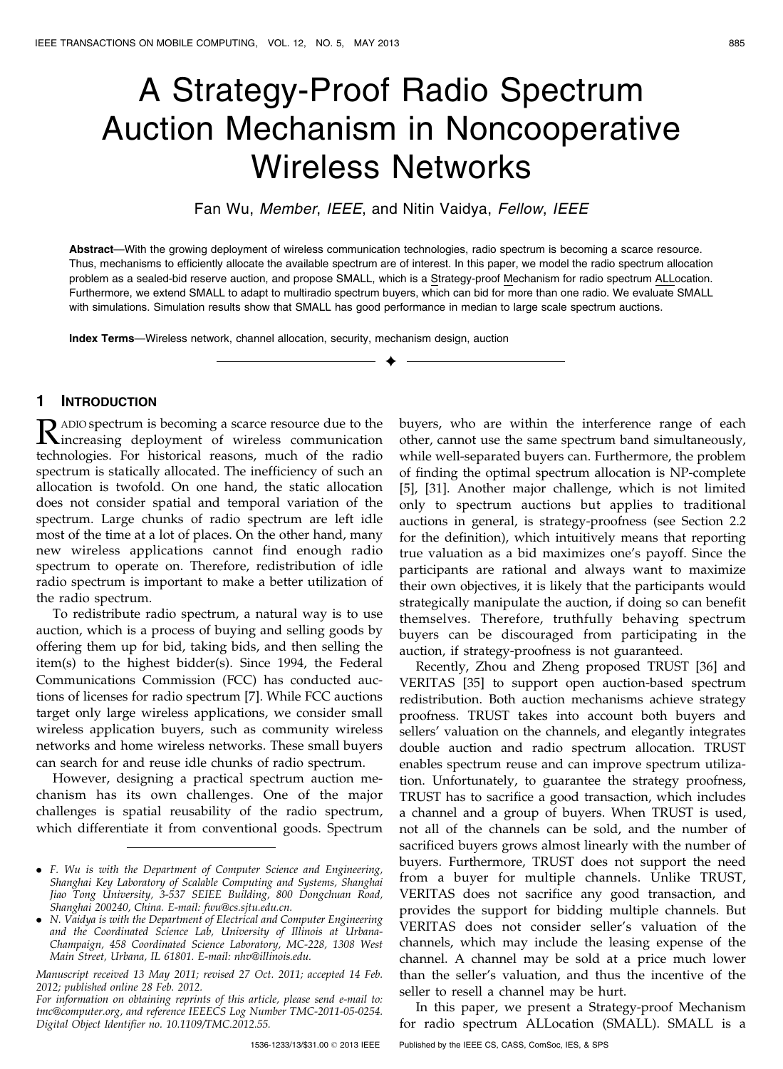# A Strategy-Proof Radio Spectrum Auction Mechanism in Noncooperative Wireless Networks

Fan Wu, *Member*, *IEEE*, and Nitin Vaidya, *Fellow*, *IEEE*

**Abstract**—With the growing deployment of wireless communication technologies, radio spectrum is becoming a scarce resource. Thus, mechanisms to efficiently allocate the available spectrum are of interest. In this paper, we model the radio spectrum allocation problem as a sealed-bid reserve auction, and propose SMALL, which is a Strategy-proof Mechanism for radio spectrum ALLocation. Furthermore, we extend SMALL to adapt to multiradio spectrum buyers, which can bid for more than one radio. We evaluate SMALL with simulations. Simulation results show that SMALL has good performance in median to large scale spectrum auctions.

**Index Terms**—Wireless network, channel allocation, security, mechanism design, auction

## 1 Introduction

Radio spectrum is becoming a scarce resource due to the increasing deployment of wireless communication technologies. For historical reasons, much of the radio spectrum is statically allocated. The inefficiency of such an allocation is twofold. On one hand, the static allocation does not consider spatial and temporal variation of the spectrum. Large chunks of radio spectrum are left idle most of the time at a lot of places. On the other hand, many new wireless applications cannot find enough radio spectrum to operate on. Therefore, redistribution of idle radio spectrum is important to make a better utilization of the radio spectrum.

To redistribute radio spectrum, a natural way is to use auction, which is a process of buying and selling goods by offering them up for bid, taking bids, and then selling the item(s) to the highest bidder(s). Since 1994, the Federal Communications Commission (FCC) has conducted auctions of licenses for radio spectrum [7]. While FCC auctions target only large wireless applications, we consider small wireless application buyers, such as community wireless networks and home wireless networks. These small buyers can search for and reuse idle chunks of radio spectrum.

However, designing a practical spectrum auction mechanism has its own challenges. One of the major challenges is spatial reusability of the radio spectrum, which differentiate it from conventional goods. Spectrum buyers, who are within the interference range of each other, cannot use the same spectrum band simultaneously, while well-separated buyers can. Furthermore, the problem of finding the optimal spectrum allocation is NP-complete [5], [31]. Another major challenge, which is not limited only to spectrum auctions but applies to traditional auctions in general, is strategy-proofness (see Section 2.2 for the definition), which intuitively means that reporting true valuation as a bid maximizes one's payoff. Since the participants are rational and always want to maximize their own objectives, it is likely that the participants would strategically manipulate the auction, if doing so can benefit themselves. Therefore, truthfully behaving spectrum buyers can be discouraged from participating in the auction, if strategy-proofness is not guaranteed.

Recently, Zhou and Zheng proposed TRUST [36] and VERITAS [35] to support open auction-based spectrum redistribution. Both auction mechanisms achieve strategy proofness. TRUST takes into account both buyers and sellers' valuation on the channels, and elegantly integrates double auction and radio spectrum allocation. TRUST enables spectrum reuse and can improve spectrum utilization. Unfortunately, to guarantee the strategy proofness, TRUST has to sacrifice a good transaction, which includes a channel and a group of buyers. When TRUST is used, not all of the channels can be sold, and the number of sacrificed buyers grows almost linearly with the number of buyers. Furthermore, TRUST does not support the need from a buyer for multiple channels. Unlike TRUST, VERITAS does not sacrifice any good transaction, and provides the support for bidding multiple channels. But VERITAS does not consider seller's valuation of the channels, which may include the leasing expense of the channel. A channel may be sold at a price much lower than the seller's valuation, and thus the incentive of the seller to resell a channel may be hurt.

In this paper, we present a Strategy-proof Mechanism for radio spectrum ALLocation (SMALL). SMALL is a

- F. Wu is with the Department of Computer Science and Engineering, Shanghai Key Laboratory of Scalable Computing and Systems, Shanghai Jiao Tong University, 3-537 SEIEE Building, 800 Dongchuan Road, Shanghai 200240, China. E-mail: fwu@cs.sjtu.edu.cn.
- N. Vaidya is with the Department of Electrical and Computer Engineering and the Coordinated Science Lab, University of Illinois at Urbana-Champaign, 458 Coordinated Science Laboratory, MC-228, 1308 West Main Street, Urbana, IL 61801. E-mail: nhv@illinois.edu.

*Manuscript received 13 May 2011; revised 27 Oct. 2011; accepted 14 Feb. 2012; published online 28 Feb. 2012.*
*For information on obtaining reprints of this article, please send e-mail to: tmc@computer.org, and reference IEEECS Log Number TMC-2011-05-0254. Digital Object Identifier no. 10.1109/TMC.2012.55.*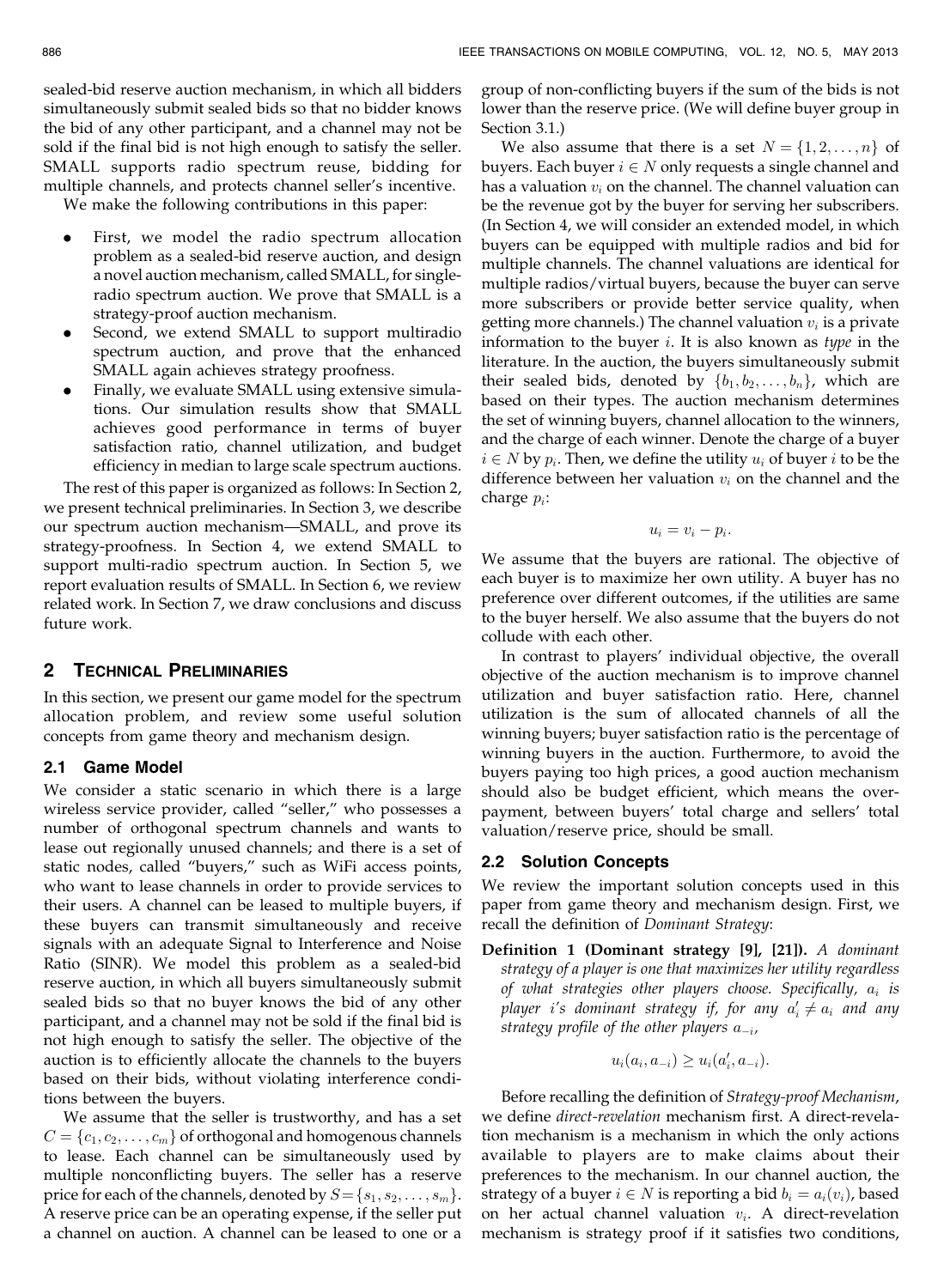sealed-bid reserve auction mechanism, in which all bidders simultaneously submit sealed bids so that no bidder knows the bid of any other participant, and a channel may not be sold if the final bid is not high enough to satisfy the seller. SMALL supports radio spectrum reuse, bidding for multiple channels, and protects channel seller's incentive.

We make the following contributions in this paper:

- First, we model the radio spectrum allocation problem as a sealed-bid reserve auction, and design a novel auction mechanism, called SMALL, for single-radio spectrum auction. We prove that SMALL is a strategy-proof auction mechanism.
- Second, we extend SMALL to support multiradio spectrum auction, and prove that the enhanced SMALL again achieves strategy proofness.
- Finally, we evaluate SMALL using extensive simulations. Our simulation results show that SMALL achieves good performance in terms of buyer satisfaction ratio, channel utilization, and budget efficiency in median to large scale spectrum auctions.

The rest of this paper is organized as follows: In Section 2, we present technical preliminaries. In Section 3, we describe our spectrum auction mechanism—SMALL, and prove its strategy-proofness. In Section 4, we extend SMALL to support multi-radio spectrum auction. In Section 5, we report evaluation results of SMALL. In Section 6, we review related work. In Section 7, we draw conclusions and discuss future work.

## 2 Technical Preliminaries

In this section, we present our game model for the spectrum allocation problem, and review some useful solution concepts from game theory and mechanism design.

### 2.1 Game Model

We consider a static scenario in which there is a large wireless service provider, called "seller," who possesses a number of orthogonal spectrum channels and wants to lease out regionally unused channels; and there is a set of static nodes, called "buyers," such as WiFi access points, who want to lease channels in order to provide services to their users. A channel can be leased to multiple buyers, if these buyers can transmit simultaneously and receive signals with an adequate Signal to Interference and Noise Ratio (SINR). We model this problem as a sealed-bid reserve auction, in which all buyers simultaneously submit sealed bids so that no buyer knows the bid of any other participant, and a channel may not be sold if the final bid is not high enough to satisfy the seller. The objective of the auction is to efficiently allocate the channels to the buyers based on their bids, without violating interference conditions between the buyers.

We assume that the seller is trustworthy, and has a set $C = \{c_1, c_2, \dots, c_m\}$ of orthogonal and homogenous channels to lease. Each channel can be simultaneously used by multiple nonconflicting buyers. The seller has a reserve price for each of the channels, denoted by $S = \{s_1, s_2, \dots, s_m\}$. A reserve price can be an operating expense, if the seller put a channel on auction. A channel can be leased to one or a group of non-conflicting buyers if the sum of the bids is not lower than the reserve price. (We will define buyer group in Section 3.1.)

We also assume that there is a set $N = \{1, 2, \dots, n\}$ of buyers. Each buyer $i \in N$ only requests a single channel and has a valuation $v_i$ on the channel. The channel valuation can be the revenue got by the buyer for serving her subscribers. (In Section 4, we will consider an extended model, in which buyers can be equipped with multiple radios and bid for multiple channels. The channel valuations are identical for multiple radios/virtual buyers, because the buyer can serve more subscribers or provide better service quality, when getting more channels.) The channel valuation $v_i$ is a private information to the buyer $i$. It is also known as *type* in the literature. In the auction, the buyers simultaneously submit their sealed bids, denoted by $\{b_1, b_2, \dots, b_n\}$, which are based on their types. The auction mechanism determines the set of winning buyers, channel allocation to the winners, and the charge of each winner. Denote the charge of a buyer $i \in N$ by $p_i$. Then, we define the utility $u_i$ of buyer $i$ to be the difference between her valuation $v_i$ on the channel and the charge $p_i$:

$$u_i = v_i - p_i.$$

We assume that the buyers are rational. The objective of each buyer is to maximize her own utility. A buyer has no preference over different outcomes, if the utilities are same to the buyer herself. We also assume that the buyers do not collude with each other.

In contrast to players' individual objective, the overall objective of the auction mechanism is to improve channel utilization and buyer satisfaction ratio. Here, channel utilization is the sum of allocated channels of all the winning buyers; buyer satisfaction ratio is the percentage of winning buyers in the auction. Furthermore, to avoid the buyers paying too high prices, a good auction mechanism should also be budget efficient, which means the over-payment, between buyers' total charge and sellers' total valuation/reserve price, should be small.

### 2.2 Solution Concepts

We review the important solution concepts used in this paper from game theory and mechanism design. First, we recall the definition of *Dominant Strategy*:

**Definition 1 (Dominant strategy [9], [21]).** *A dominant strategy of a player is one that maximizes her utility regardless of what strategies other players choose. Specifically, $a_i$ is player $i$'s dominant strategy if, for any $a_i' \neq a_i$ and any strategy profile of the other players $a_{-i}$,*

$$u_i(a_i, a_{-i}) \geq u_i(a_i', a_{-i}).$$

Before recalling the definition of *Strategy-proof Mechanism*, we define *direct-revelation* mechanism first. A direct-revelation mechanism is a mechanism in which the only actions available to players are to make claims about their preferences to the mechanism. In our channel auction, the strategy of a buyer $i \in N$ is reporting a bid $b_i = a_i(v_i)$, based on her actual channel valuation $v_i$. A direct-revelation mechanism is strategy proof if it satisfies two conditions,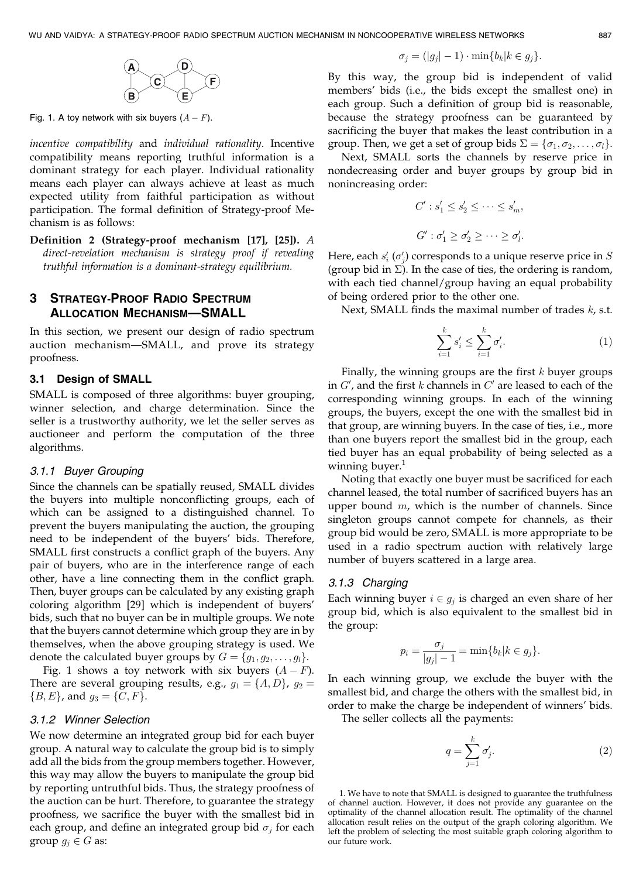Fig. 1. A toy network with six buyers ($A - F$).

*incentive compatibility* and *individual rationality*. Incentive compatibility means reporting truthful information is a dominant strategy for each player. Individual rationality means each player can always achieve at least as much expected utility from faithful participation as without participation. The formal definition of Strategy-proof Mechanism is as follows:

**Definition 2 (Strategy-proof mechanism [17], [25]).** *A direct-revelation mechanism is strategy proof if revealing truthful information is a dominant-strategy equilibrium.*

## 3 Strategy-Proof Radio Spectrum Allocation Mechanism—SMALL

In this section, we present our design of radio spectrum auction mechanism—SMALL, and prove its strategy proofness.

### 3.1 Design of SMALL

SMALL is composed of three algorithms: buyer grouping, winner selection, and charge determination. Since the seller is a trustworthy authority, we let the seller serves as auctioneer and perform the computation of the three algorithms.

#### 3.1.1 Buyer Grouping

Since the channels can be spatially reused, SMALL divides the buyers into multiple nonconflicting groups, each of which can be assigned to a distinguished channel. To prevent the buyers manipulating the auction, the grouping need to be independent of the buyers' bids. Therefore, SMALL first constructs a conflict graph of the buyers. Any pair of buyers, who are in the interference range of each other, have a line connecting them in the conflict graph. Then, buyer groups can be calculated by any existing graph coloring algorithm [29] which is independent of buyers' bids, such that no buyer can be in multiple groups. We note that the buyers cannot determine which group they are in by themselves, when the above grouping strategy is used. We denote the calculated buyer groups by $G = \{g_1, g_2, \dots, g_l\}$.

Fig. 1 shows a toy network with six buyers ($A - F$). There are several grouping results, e.g., $g_1 = \{A, D\}$, $g_2 = \{B, E\}$, and $g_3 = \{C, F\}$.

#### 3.1.2 Winner Selection

We now determine an integrated group bid for each buyer group. A natural way to calculate the group bid is to simply add all the bids from the group members together. However, this way may allow the buyers to manipulate the group bid by reporting untruthful bids. Thus, the strategy proofness of the auction can be hurt. Therefore, to guarantee the strategy proofness, we sacrifice the buyer with the smallest bid in each group, and define an integrated group bid $\sigma_j$ for each group $g_j \in G$ as:

$$\sigma_j = (|g_j| - 1) \cdot \min\{b_k | k \in g_j\}.$$

By this way, the group bid is independent of valid members' bids (i.e., the bids except the smallest one) in each group. Such a definition of group bid is reasonable, because the strategy proofness can be guaranteed by sacrificing the buyer that makes the least contribution in a group. Then, we get a set of group bids $\Sigma = \{\sigma_1, \sigma_2, \dots, \sigma_l\}$.

Next, SMALL sorts the channels by reserve price in nondecreasing order and buyer groups by group bid in nonincreasing order:

$$C' : s'_1 \le s'_2 \le \cdots \le s'_m,$$

$$G' : \sigma'_1 \ge \sigma'_2 \ge \cdots \ge \sigma'_l.$$

Here, each $s'_i$ ($\sigma'_j$) corresponds to a unique reserve price in $S$ (group bid in $\Sigma$). In the case of ties, the ordering is random, with each tied channel/group having an equal probability of being ordered prior to the other one.

Next, SMALL finds the maximal number of trades $k$, s.t.

$$\sum_{i=1}^{k} s'_i \le \sum_{i=1}^{k} \sigma'_i. \tag{1}$$

Finally, the winning groups are the first $k$ buyer groups in $G'$, and the first $k$ channels in $C'$ are leased to each of the corresponding winning groups. In each of the winning groups, the buyers, except the one with the smallest bid in that group, are winning buyers. In the case of ties, i.e., more than one buyers report the smallest bid in the group, each tied buyer has an equal probability of being selected as a winning buyer.[1]

Noting that exactly one buyer must be sacrificed for each channel leased, the total number of sacrificed buyers has an upper bound $m$, which is the number of channels. Since singleton groups cannot compete for channels, as their group bid would be zero, SMALL is more appropriate to be used in a radio spectrum auction with relatively large number of buyers scattered in a large area.

#### 3.1.3 Charging

Each winning buyer $i \in g_j$ is charged an even share of her group bid, which is also equivalent to the smallest bid in the group:

$$p_i = \frac{\sigma_j}{|g_j| - 1} = \min\{b_k | k \in g_j\}.$$

In each winning group, we exclude the buyer with the smallest bid, and charge the others with the smallest bid, in order to make the charge be independent of winners' bids.

The seller collects all the payments:

$$q = \sum_{j=1}^{k} \sigma'_j. \tag{2}$$

1. We have to note that SMALL is designed to guarantee the truthfulness of channel auction. However, it does not provide any guarantee on the optimality of the channel allocation result. The optimality of the channel allocation result relies on the output of the graph coloring algorithm. We left the problem of selecting the most suitable graph coloring algorithm to our future work.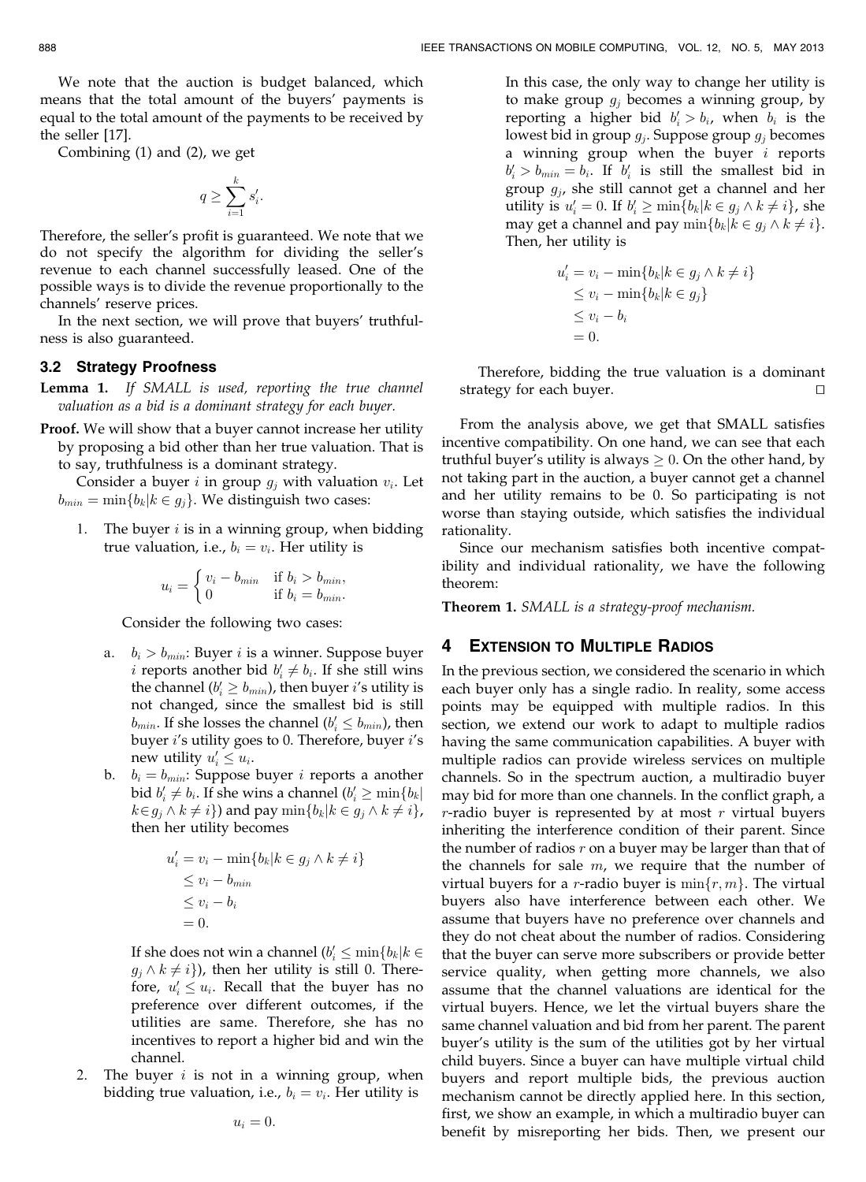We note that the auction is budget balanced, which means that the total amount of the buyers' payments is equal to the total amount of the payments to be received by the seller [17].

Combining (1) and (2), we get

$$q \geq \sum_{i=1}^{k} s_i'.$$

Therefore, the seller's profit is guaranteed. We note that we do not specify the algorithm for dividing the seller's revenue to each channel successfully leased. One of the possible ways is to divide the revenue proportionally to the channels' reserve prices.

In the next section, we will prove that buyers' truthfulness is also guaranteed.

### 3.2 Strategy Proofness

**Lemma 1.** *If SMALL is used, reporting the true channel valuation as a bid is a dominant strategy for each buyer.*

**Proof.** We will show that a buyer cannot increase her utility by proposing a bid other than her true valuation. That is to say, truthfulness is a dominant strategy.

Consider a buyer $i$ in group $g_j$ with valuation $v_i$. Let $b_{min} = \min\{b_k | k \in g_j\}$. We distinguish two cases:

1. The buyer $i$ is in a winning group, when bidding true valuation, i.e., $b_i = v_i$. Her utility is

$$u_i = \begin{cases} v_i - b_{min} & \text{if } b_i > b_{min}, \\ 0 & \text{if } b_i = b_{min}. \end{cases}$$

Consider the following two cases:

   a. $b_i > b_{min}$: Buyer $i$ is a winner. Suppose buyer $i$ reports another bid $b_i' \neq b_i$. If she still wins the channel ($b_i' \geq b_{min}$), then buyer $i$'s utility is not changed, since the smallest bid is still $b_{min}$. If she losses the channel ($b_i' \leq b_{min}$), then buyer $i$'s utility goes to 0. Therefore, buyer $i$'s new utility $u_i' \leq u_i$.

   b. $b_i = b_{min}$: Suppose buyer $i$ reports a another bid $b_i' \neq b_i$. If she wins a channel ($b_i' \geq \min\{b_k | k \in g_j \wedge k \neq i\}$) and pay $\min\{b_k | k \in g_j \wedge k \neq i\}$, then her utility becomes

$$\begin{aligned} u_i' &= v_i - \min\{b_k | k \in g_j \wedge k \neq i\} \\ &\leq v_i - b_{min} \\ &\leq v_i - b_i \\ &= 0. \end{aligned}$$

   If she does not win a channel ($b_i' \leq \min\{b_k | k \in g_j \wedge k \neq i\}$), then her utility is still 0. Therefore, $u_i' \leq u_i$. Recall that the buyer has no preference over different outcomes, if the utilities are same. Therefore, she has no incentives to report a higher bid and win the channel.

2. The buyer $i$ is not in a winning group, when bidding true valuation, i.e., $b_i = v_i$. Her utility is

$$u_i = 0.$$

In this case, the only way to change her utility is to make group $g_j$ becomes a winning group, by reporting a higher bid $b_i' > b_i$, when $b_i$ is the lowest bid in group $g_j$. Suppose group $g_j$ becomes a winning group when the buyer $i$ reports $b_i' > b_{min} = b_i$. If $b_i'$ is still the smallest bid in group $g_j$, she still cannot get a channel and her utility is $u_i' = 0$. If $b_i' \geq \min\{b_k | k \in g_j \wedge k \neq i\}$, she may get a channel and pay $\min\{b_k | k \in g_j \wedge k \neq i\}$. Then, her utility is

$$\begin{aligned} u_i' &= v_i - \min\{b_k | k \in g_j \wedge k \neq i\} \\ &\leq v_i - \min\{b_k | k \in g_j\} \\ &\leq v_i - b_i \\ &= 0. \end{aligned}$$

Therefore, bidding the true valuation is a dominant strategy for each buyer. □

From the analysis above, we get that SMALL satisfies incentive compatibility. On one hand, we can see that each truthful buyer's utility is always $\geq 0$. On the other hand, by not taking part in the auction, a buyer cannot get a channel and her utility remains to be 0. So participating is not worse than staying outside, which satisfies the individual rationality.

Since our mechanism satisfies both incentive compatibility and individual rationality, we have the following theorem:

**Theorem 1.** *SMALL is a strategy-proof mechanism.*

## 4 Extension to Multiple Radios

In the previous section, we considered the scenario in which each buyer only has a single radio. In reality, some access points may be equipped with multiple radios. In this section, we extend our work to adapt to multiple radios having the same communication capabilities. A buyer with multiple radios can provide wireless services on multiple channels. So in the spectrum auction, a multiradio buyer may bid for more than one channels. In the conflict graph, a $r$-radio buyer is represented by at most $r$ virtual buyers inheriting the interference condition of their parent. Since the number of radios $r$ on a buyer may be larger than that of the channels for sale $m$, we require that the number of virtual buyers for a $r$-radio buyer is $\min\{r, m\}$. The virtual buyers also have interference between each other. We assume that buyers have no preference over channels and they do not cheat about the number of radios. Considering that the buyer can serve more subscribers or provide better service quality, when getting more channels, we also assume that the channel valuations are identical for the virtual buyers. Hence, we let the virtual buyers share the same channel valuation and bid from her parent. The parent buyer's utility is the sum of the utilities got by her virtual child buyers. Since a buyer can have multiple virtual child buyers and report multiple bids, the previous auction mechanism cannot be directly applied here. In this section, first, we show an example, in which a multiradio buyer can benefit by misreporting her bids. Then, we present our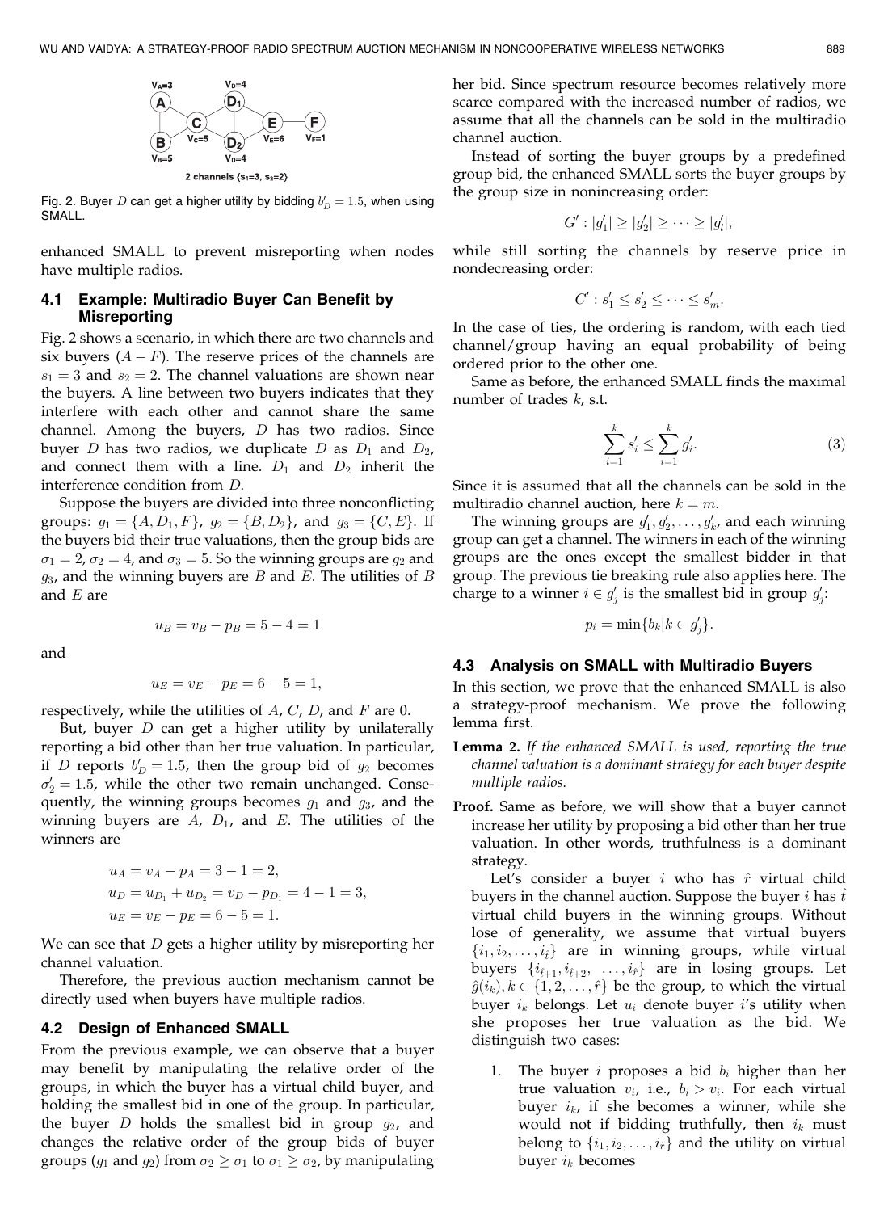Fig. 2. Buyer $D$ can get a higher utility by bidding $b'_D = 1.5$, when using SMALL.

enhanced SMALL to prevent misreporting when nodes have multiple radios.

### 4.1 Example: Multiradio Buyer Can Benefit by Misreporting

Fig. 2 shows a scenario, in which there are two channels and six buyers ($A - F$). The reserve prices of the channels are $s_1 = 3$ and $s_2 = 2$. The channel valuations are shown near the buyers. A line between two buyers indicates that they interfere with each other and cannot share the same channel. Among the buyers, $D$ has two radios. Since buyer $D$ has two radios, we duplicate $D$ as $D_1$ and $D_2$, and connect them with a line. $D_1$ and $D_2$ inherit the interference condition from $D$.

Suppose the buyers are divided into three nonconflicting groups: $g_1 = \{A, D_1, F\}$, $g_2 = \{B, D_2\}$, and $g_3 = \{C, E\}$. If the buyers bid their true valuations, then the group bids are $\sigma_1 = 2$, $\sigma_2 = 4$, and $\sigma_3 = 5$. So the winning groups are $g_2$ and $g_3$, and the winning buyers are $B$ and $E$. The utilities of $B$ and $E$ are

$$u_B = v_B - p_B = 5 - 4 = 1$$

and

$$u_E = v_E - p_E = 6 - 5 = 1,$$

respectively, while the utilities of $A$, $C$, $D$, and $F$ are 0.

But, buyer $D$ can get a higher utility by unilaterally reporting a bid other than her true valuation. In particular, if $D$ reports $b'_D = 1.5$, then the group bid of $g_2$ becomes $\sigma'_2 = 1.5$, while the other two remain unchanged. Consequently, the winning groups becomes $g_1$ and $g_3$, and the winning buyers are $A$, $D_1$, and $E$. The utilities of the winners are

$$u_A = v_A - p_A = 3 - 1 = 2,$$
$$u_D = u_{D_1} + u_{D_2} = v_D - p_{D_1} = 4 - 1 = 3,$$
$$u_E = v_E - p_E = 6 - 5 = 1.$$

We can see that $D$ gets a higher utility by misreporting her channel valuation.

Therefore, the previous auction mechanism cannot be directly used when buyers have multiple radios.

### 4.2 Design of Enhanced SMALL

From the previous example, we can observe that a buyer may benefit by manipulating the relative order of the groups, in which the buyer has a virtual child buyer, and holding the smallest bid in one of the group. In particular, the buyer $D$ holds the smallest bid in group $g_2$, and changes the relative order of the group bids of buyer groups ($g_1$ and $g_2$) from $\sigma_2 \geq \sigma_1$ to $\sigma_1 \geq \sigma_2$, by manipulating her bid. Since spectrum resource becomes relatively more scarce compared with the increased number of radios, we assume that all the channels can be sold in the multiradio channel auction.

Instead of sorting the buyer groups by a predefined group bid, the enhanced SMALL sorts the buyer groups by the group size in nonincreasing order:

$$G' : |g'_1| \geq |g'_2| \geq \cdots \geq |g'_l|,$$

while still sorting the channels by reserve price in nondecreasing order:

$$C' : s'_1 \leq s'_2 \leq \cdots \leq s'_m.$$

In the case of ties, the ordering is random, with each tied channel/group having an equal probability of being ordered prior to the other one.

Same as before, the enhanced SMALL finds the maximal number of trades $k$, s.t.

$$\sum_{i=1}^{k} s'_i \leq \sum_{i=1}^{k} g'_i. \tag{3}$$

Since it is assumed that all the channels can be sold in the multiradio channel auction, here $k = m$.

The winning groups are $g'_1, g'_2, \ldots, g'_{k'}$, and each winning group can get a channel. The winners in each of the winning groups are the ones except the smallest bidder in that group. The previous tie breaking rule also applies here. The charge to a winner $i \in g'_j$ is the smallest bid in group $g'_j$:

$$p_i = \min\{b_k | k \in g'_j\}.$$

### 4.3 Analysis on SMALL with Multiradio Buyers

In this section, we prove that the enhanced SMALL is also a strategy-proof mechanism. We prove the following lemma first.

**Lemma 2.** *If the enhanced SMALL is used, reporting the true channel valuation is a dominant strategy for each buyer despite multiple radios.*

**Proof.** Same as before, we will show that a buyer cannot increase her utility by proposing a bid other than her true valuation. In other words, truthfulness is a dominant strategy.

Let's consider a buyer $i$ who has $\hat{r}$ virtual child buyers in the channel auction. Suppose the buyer $i$ has $\hat{t}$ virtual child buyers in the winning groups. Without lose of generality, we assume that virtual buyers $\{i_1, i_2, \ldots, i_{\hat{t}}\}$ are in winning groups, while virtual buyers $\{i_{\hat{t}+1}, i_{\hat{t}+2}, \ldots, i_{\hat{r}}\}$ are in losing groups. Let $\hat{g}(i_k), k \in \{1, 2, \ldots, \hat{r}\}$ be the group, to which the virtual buyer $i_k$ belongs. Let $u_i$ denote buyer $i$'s utility when she proposes her true valuation as the bid. We distinguish two cases:

1. The buyer $i$ proposes a bid $b_i$ higher than her true valuation $v_i$, i.e., $b_i > v_i$. For each virtual buyer $i_k$, if she becomes a winner, while she would not if bidding truthfully, then $i_k$ must belong to $\{i_1, i_2, \ldots, i_{\hat{t}}\}$ and the utility on virtual buyer $i_k$ becomes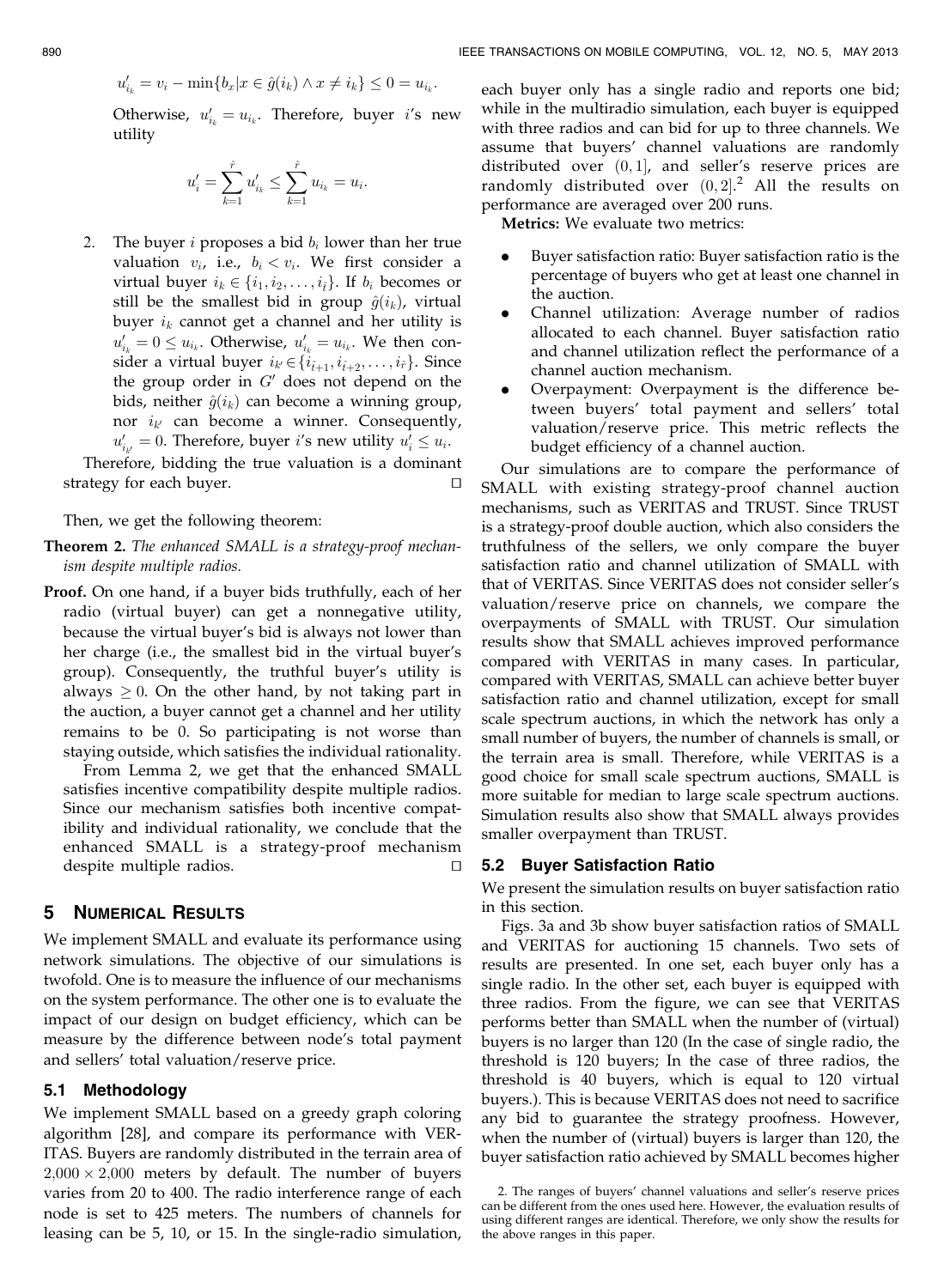$$u'_{i_k} = v_i - \min\{b_x | x \in \hat{g}(i_k) \wedge x \neq i_k\} \leq 0 = u_{i_k}.$$

Otherwise, $u'_{i_k} = u_{i_k}$. Therefore, buyer $i$'s new utility

$$u'_i = \sum_{k=1}^{\hat{r}} u'_{i_k} \leq \sum_{k=1}^{\hat{r}} u_{i_k} = u_i.$$

2. The buyer $i$ proposes a bid $b_i$ lower than her true valuation $v_i$, i.e., $b_i < v_i$. We first consider a virtual buyer $i_k \in \{i_1, i_2, \ldots, i_{\hat{t}}\}$. If $b_i$ becomes or still be the smallest bid in group $\hat{g}(i_k)$, virtual buyer $i_k$ cannot get a channel and her utility is $u'_{i_k} = 0 \leq u_{i_k}$. Otherwise, $u'_{i_k} = u_{i_k}$. We then consider a virtual buyer $i_{k'} \in \{i_{\hat{t}+1}, i_{\hat{t}+2}, \ldots, i_{\hat{r}}\}$. Since the group order in $G'$ does not depend on the bids, neither $\hat{g}(i_k)$ can become a winning group, nor $i_{k'}$ can become a winner. Consequently, $u'_{i_{k'}} = 0$. Therefore, buyer $i$'s new utility $u'_i \leq u_i$.

Therefore, bidding the true valuation is a dominant strategy for each buyer. □

Then, we get the following theorem:

**Theorem 2.** *The enhanced SMALL is a strategy-proof mechanism despite multiple radios.*

**Proof.** On one hand, if a buyer bids truthfully, each of her radio (virtual buyer) can get a nonnegative utility, because the virtual buyer's bid is always not lower than her charge (i.e., the smallest bid in the virtual buyer's group). Consequently, the truthful buyer's utility is always $\geq 0$. On the other hand, by not taking part in the auction, a buyer cannot get a channel and her utility remains to be 0. So participating is not worse than staying outside, which satisfies the individual rationality.

From Lemma 2, we get that the enhanced SMALL satisfies incentive compatibility despite multiple radios. Since our mechanism satisfies both incentive compatibility and individual rationality, we conclude that the enhanced SMALL is a strategy-proof mechanism despite multiple radios. □

# 5 Numerical Results

We implement SMALL and evaluate its performance using network simulations. The objective of our simulations is twofold. One is to measure the influence of our mechanisms on the system performance. The other one is to evaluate the impact of our design on budget efficiency, which can be measure by the difference between node's total payment and sellers' total valuation/reserve price.

## 5.1 Methodology

We implement SMALL based on a greedy graph coloring algorithm [28], and compare its performance with VERITAS. Buyers are randomly distributed in the terrain area of $2{,}000 \times 2{,}000$ meters by default. The number of buyers varies from 20 to 400. The radio interference range of each node is set to 425 meters. The numbers of channels for leasing can be 5, 10, or 15. In the single-radio simulation, each buyer only has a single radio and reports one bid; while in the multiradio simulation, each buyer is equipped with three radios and can bid for up to three channels. We assume that buyers' channel valuations are randomly distributed over $(0, 1]$, and seller's reserve prices are randomly distributed over $(0, 2]$.[2] All the results on performance are averaged over 200 runs.

**Metrics:** We evaluate two metrics:

- Buyer satisfaction ratio: Buyer satisfaction ratio is the percentage of buyers who get at least one channel in the auction.
- Channel utilization: Average number of radios allocated to each channel. Buyer satisfaction ratio and channel utilization reflect the performance of a channel auction mechanism.
- Overpayment: Overpayment is the difference between buyers' total payment and sellers' total valuation/reserve price. This metric reflects the budget efficiency of a channel auction.

Our simulations are to compare the performance of SMALL with existing strategy-proof channel auction mechanisms, such as VERITAS and TRUST. Since TRUST is a strategy-proof double auction, which also considers the truthfulness of the sellers, we only compare the buyer satisfaction ratio and channel utilization of SMALL with that of VERITAS. Since VERITAS does not consider seller's valuation/reserve price on channels, we compare the overpayments of SMALL with TRUST. Our simulation results show that SMALL achieves improved performance compared with VERITAS in many cases. In particular, compared with VERITAS, SMALL can achieve better buyer satisfaction ratio and channel utilization, except for small scale spectrum auctions, in which the network has only a small number of buyers, the number of channels is small, or the terrain area is small. Therefore, while VERITAS is a good choice for small scale spectrum auctions, SMALL is more suitable for median to large scale spectrum auctions. Simulation results also show that SMALL always provides smaller overpayment than TRUST.

## 5.2 Buyer Satisfaction Ratio

We present the simulation results on buyer satisfaction ratio in this section.

Figs. 3a and 3b show buyer satisfaction ratios of SMALL and VERITAS for auctioning 15 channels. Two sets of results are presented. In one set, each buyer only has a single radio. In the other set, each buyer is equipped with three radios. From the figure, we can see that VERITAS performs better than SMALL when the number of (virtual) buyers is no larger than 120 (In the case of single radio, the threshold is 120 buyers; In the case of three radios, the threshold is 40 buyers, which is equal to 120 virtual buyers.). This is because VERITAS does not need to sacrifice any bid to guarantee the strategy proofness. However, when the number of (virtual) buyers is larger than 120, the buyer satisfaction ratio achieved by SMALL becomes higher

[2] The ranges of buyers' channel valuations and seller's reserve prices can be different from the ones used here. However, the evaluation results of using different ranges are identical. Therefore, we only show the results for the above ranges in this paper.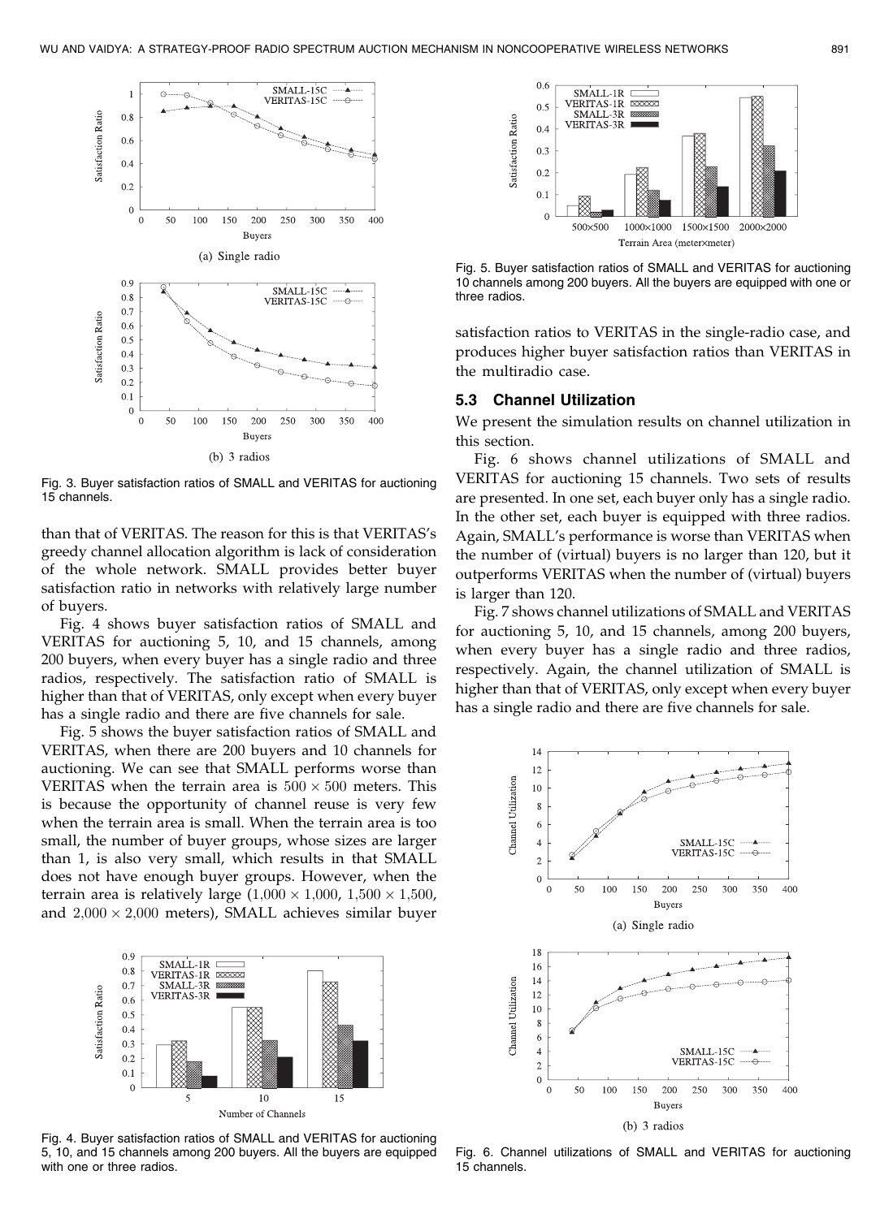Fig. 3. Buyer satisfaction ratios of SMALL and VERITAS for auctioning 15 channels.

than that of VERITAS. The reason for this is that VERITAS's greedy channel allocation algorithm is lack of consideration of the whole network. SMALL provides better buyer satisfaction ratio in networks with relatively large number of buyers.

Fig. 4 shows buyer satisfaction ratios of SMALL and VERITAS for auctioning 5, 10, and 15 channels, among 200 buyers, when every buyer has a single radio and three radios, respectively. The satisfaction ratio of SMALL is higher than that of VERITAS, only except when every buyer has a single radio and there are five channels for sale.

Fig. 5 shows the buyer satisfaction ratios of SMALL and VERITAS, when there are 200 buyers and 10 channels for auctioning. We can see that SMALL performs worse than VERITAS when the terrain area is $500 \times 500$ meters. This is because the opportunity of channel reuse is very few when the terrain area is small. When the terrain area is too small, the number of buyer groups, whose sizes are larger than 1, is also very small, which results in that SMALL does not have enough buyer groups. However, when the terrain area is relatively large ($1{,}000 \times 1{,}000$, $1{,}500 \times 1{,}500$, and $2{,}000 \times 2{,}000$ meters), SMALL achieves similar buyer satisfaction ratios to VERITAS in the single-radio case, and produces higher buyer satisfaction ratios than VERITAS in the multiradio case.

Fig. 4. Buyer satisfaction ratios of SMALL and VERITAS for auctioning 5, 10, and 15 channels among 200 buyers. All the buyers are equipped with one or three radios.

Fig. 5. Buyer satisfaction ratios of SMALL and VERITAS for auctioning 10 channels among 200 buyers. All the buyers are equipped with one or three radios.

### 5.3 Channel Utilization

We present the simulation results on channel utilization in this section.

Fig. 6 shows channel utilizations of SMALL and VERITAS for auctioning 15 channels. Two sets of results are presented. In one set, each buyer only has a single radio. In the other set, each buyer is equipped with three radios. Again, SMALL's performance is worse than VERITAS when the number of (virtual) buyers is no larger than 120, but it outperforms VERITAS when the number of (virtual) buyers is larger than 120.

Fig. 7 shows channel utilizations of SMALL and VERITAS for auctioning 5, 10, and 15 channels, among 200 buyers, when every buyer has a single radio and three radios, respectively. Again, the channel utilization of SMALL is higher than that of VERITAS, only except when every buyer has a single radio and there are five channels for sale.

Fig. 6. Channel utilizations of SMALL and VERITAS for auctioning 15 channels.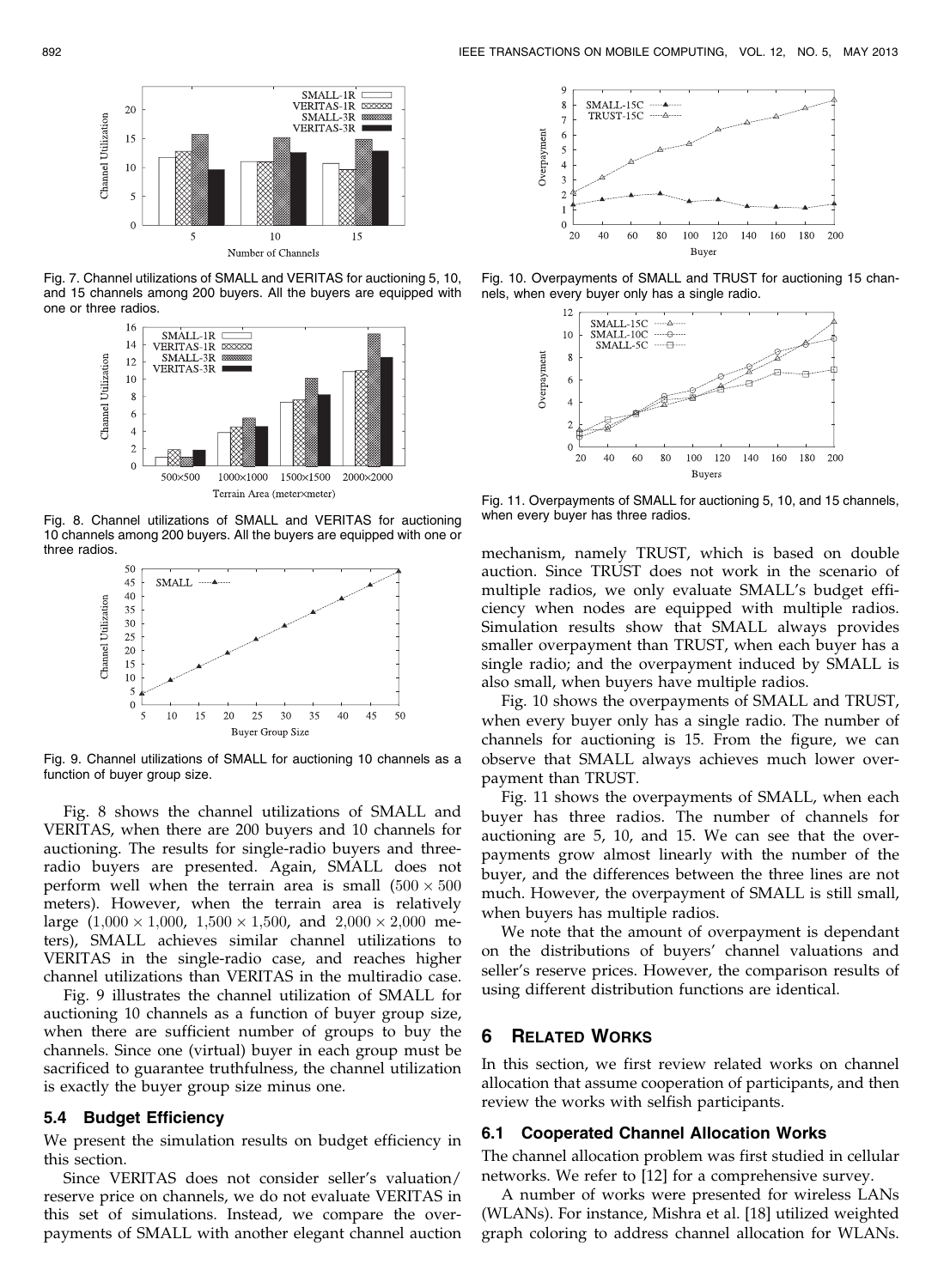Fig. 7. Channel utilizations of SMALL and VERITAS for auctioning 5, 10, and 15 channels among 200 buyers. All the buyers are equipped with one or three radios.

Fig. 8. Channel utilizations of SMALL and VERITAS for auctioning 10 channels among 200 buyers. All the buyers are equipped with one or three radios.

Fig. 9. Channel utilizations of SMALL for auctioning 10 channels as a function of buyer group size.

Fig. 8 shows the channel utilizations of SMALL and VERITAS, when there are 200 buyers and 10 channels for auctioning. The results for single-radio buyers and three-radio buyers are presented. Again, SMALL does not perform well when the terrain area is small ($500 \times 500$ meters). However, when the terrain area is relatively large ($1{,}000 \times 1{,}000$, $1{,}500 \times 1{,}500$, and $2{,}000 \times 2{,}000$ meters), SMALL achieves similar channel utilizations to VERITAS in the single-radio case, and reaches higher channel utilizations than VERITAS in the multiradio case.

Fig. 9 illustrates the channel utilization of SMALL for auctioning 10 channels as a function of buyer group size, when there are sufficient number of groups to buy the channels. Since one (virtual) buyer in each group must be sacrificed to guarantee truthfulness, the channel utilization is exactly the buyer group size minus one.

### 5.4 Budget Efficiency

We present the simulation results on budget efficiency in this section.

Since VERITAS does not consider seller's valuation/reserve price on channels, we do not evaluate VERITAS in this set of simulations. Instead, we compare the overpayments of SMALL with another elegant channel auction mechanism, namely TRUST, which is based on double auction. Since TRUST does not work in the scenario of multiple radios, we only evaluate SMALL's budget efficiency when nodes are equipped with multiple radios. Simulation results show that SMALL always provides smaller overpayment than TRUST, when each buyer has a single radio; and the overpayment induced by SMALL is also small, when buyers have multiple radios.

Fig. 10. Overpayments of SMALL and TRUST for auctioning 15 channels, when every buyer only has a single radio.

Fig. 11. Overpayments of SMALL for auctioning 5, 10, and 15 channels, when every buyer has three radios.

Fig. 10 shows the overpayments of SMALL and TRUST, when every buyer only has a single radio. The number of channels for auctioning is 15. From the figure, we can observe that SMALL always achieves much lower overpayment than TRUST.

Fig. 11 shows the overpayments of SMALL, when each buyer has three radios. The number of channels for auctioning are 5, 10, and 15. We can see that the overpayments grow almost linearly with the number of the buyer, and the differences between the three lines are not much. However, the overpayment of SMALL is still small, when buyers has multiple radios.

We note that the amount of overpayment is dependant on the distributions of buyers' channel valuations and seller's reserve prices. However, the comparison results of using different distribution functions are identical.

## 6 Related Works

In this section, we first review related works on channel allocation that assume cooperation of participants, and then review the works with selfish participants.

### 6.1 Cooperated Channel Allocation Works

The channel allocation problem was first studied in cellular networks. We refer to [12] for a comprehensive survey.

A number of works were presented for wireless LANs (WLANs). For instance, Mishra et al. [18] utilized weighted graph coloring to address channel allocation for WLANs.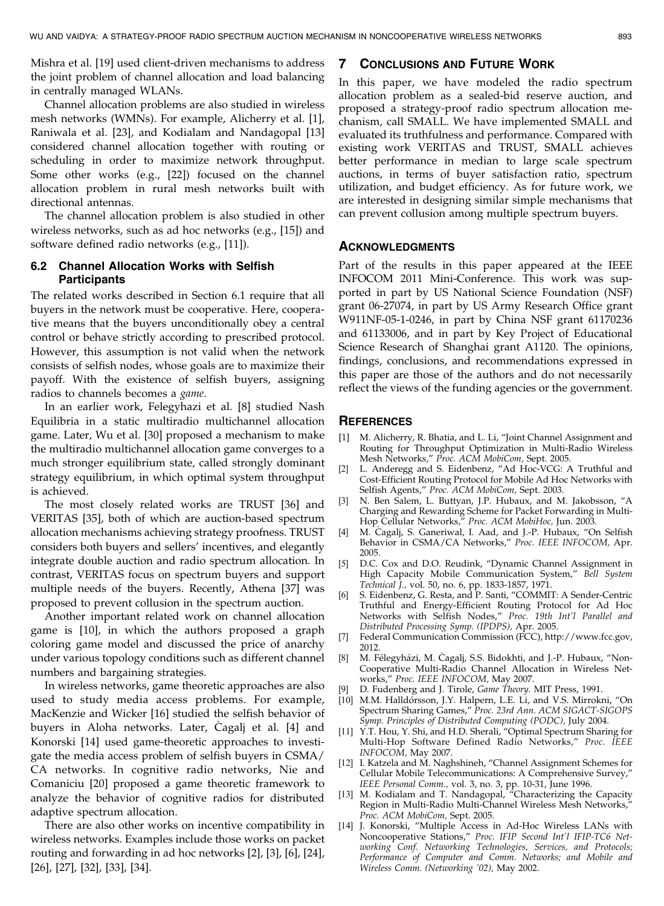Mishra et al. [19] used client-driven mechanisms to address the joint problem of channel allocation and load balancing in centrally managed WLANs.

Channel allocation problems are also studied in wireless mesh networks (WMNs). For example, Alicherry et al. [1], Raniwala et al. [23], and Kodialam and Nandagopal [13] considered channel allocation together with routing or scheduling in order to maximize network throughput. Some other works (e.g., [22]) focused on the channel allocation problem in rural mesh networks built with directional antennas.

The channel allocation problem is also studied in other wireless networks, such as ad hoc networks (e.g., [15]) and software defined radio networks (e.g., [11]).

### 6.2 Channel Allocation Works with Selfish Participants

The related works described in Section 6.1 require that all buyers in the network must be cooperative. Here, cooperative means that the buyers unconditionally obey a central control or behave strictly according to prescribed protocol. However, this assumption is not valid when the network consists of selfish nodes, whose goals are to maximize their payoff. With the existence of selfish buyers, assigning radios to channels becomes a *game*.

In an earlier work, Felegyhazi et al. [8] studied Nash Equilibria in a static multiradio multichannel allocation game. Later, Wu et al. [30] proposed a mechanism to make the multiradio multichannel allocation game converges to a much stronger equilibrium state, called strongly dominant strategy equilibrium, in which optimal system throughput is achieved.

The most closely related works are TRUST [36] and VERITAS [35], both of which are auction-based spectrum allocation mechanisms achieving strategy proofness. TRUST considers both buyers and sellers' incentives, and elegantly integrate double auction and radio spectrum allocation. In contrast, VERITAS focus on spectrum buyers and support multiple needs of the buyers. Recently, Athena [37] was proposed to prevent collusion in the spectrum auction.

Another important related work on channel allocation game is [10], in which the authors proposed a graph coloring game model and discussed the price of anarchy under various topology conditions such as different channel numbers and bargaining strategies.

In wireless networks, game theoretic approaches are also used to study media access problems. For example, MacKenzie and Wicker [16] studied the selfish behavior of buyers in Aloha networks. Later, Čagalj et al. [4] and Konorski [14] used game-theoretic approaches to investigate the media access problem of selfish buyers in CSMA/CA networks. In cognitive radio networks, Nie and Comaniciu [20] proposed a game theoretic framework to analyze the behavior of cognitive radios for distributed adaptive spectrum allocation.

There are also other works on incentive compatibility in wireless networks. Examples include those works on packet routing and forwarding in ad hoc networks [2], [3], [6], [24], [26], [27], [32], [33], [34].

## 7 Conclusions and Future Work

In this paper, we have modeled the radio spectrum allocation problem as a sealed-bid reserve auction, and proposed a strategy-proof radio spectrum allocation mechanism, call SMALL. We have implemented SMALL and evaluated its truthfulness and performance. Compared with existing work VERITAS and TRUST, SMALL achieves better performance in median to large scale spectrum auctions, in terms of buyer satisfaction ratio, spectrum utilization, and budget efficiency. As for future work, we are interested in designing similar simple mechanisms that can prevent collusion among multiple spectrum buyers.

## Acknowledgments

Part of the results in this paper appeared at the IEEE INFOCOM 2011 Mini-Conference. This work was supported in part by US National Science Foundation (NSF) grant 06-27074, in part by US Army Research Office grant W911NF-05-1-0246, in part by China NSF grant 61170236 and 61133006, and in part by Key Project of Educational Science Research of Shanghai grant A1120. The opinions, findings, conclusions, and recommendations expressed in this paper are those of the authors and do not necessarily reflect the views of the funding agencies or the government.

## References

[1] M. Alicherry, R. Bhatia, and L. Li, "Joint Channel Assignment and Routing for Throughput Optimization in Multi-Radio Wireless Mesh Networks," *Proc. ACM MobiCom,* Sept. 2005.

[2] L. Anderegg and S. Eidenbenz, "Ad Hoc-VCG: A Truthful and Cost-Efficient Routing Protocol for Mobile Ad Hoc Networks with Selfish Agents," *Proc. ACM MobiCom,* Sept. 2003.

[3] N. Ben Salem, L. Buttyan, J.P. Hubaux, and M. Jakobsson, "A Charging and Rewarding Scheme for Packet Forwarding in Multi-Hop Cellular Networks," *Proc. ACM MobiHoc,* Jun. 2003.

[4] M. Čagalj, S. Ganeriwal, I. Aad, and J.-P. Hubaux, "On Selfish Behavior in CSMA/CA Networks," *Proc. IEEE INFOCOM,* Apr. 2005.

[5] D.C. Cox and D.O. Reudink, "Dynamic Channel Assignment in High Capacity Mobile Communication System," *Bell System Technical J.,* vol. 50, no. 6, pp. 1833-1857, 1971.

[6] S. Eidenbenz, G. Resta, and P. Santi, "COMMIT: A Sender-Centric Truthful and Energy-Efficient Routing Protocol for Ad Hoc Networks with Selfish Nodes," *Proc. 19th Int'l Parallel and Distributed Processing Symp. (IPDPS),* Apr. 2005.

[7] Federal Communication Commission (FCC), http://www.fcc.gov, 2012.

[8] M. Félegyházi, M. Čagalj, S.S. Bidokhti, and J.-P. Hubaux, "Non-Cooperative Multi-Radio Channel Allocation in Wireless Networks," *Proc. IEEE INFOCOM,* May 2007.

[9] D. Fudenberg and J. Tirole, *Game Theory.* MIT Press, 1991.

[10] M.M. Halldórsson, J.Y. Halpern, L.E. Li, and V.S. Mirrokni, "On Spectrum Sharing Games," *Proc. 23rd Ann. ACM SIGACT-SIGOPS Symp. Principles of Distributed Computing (PODC),* July 2004.

[11] Y.T. Hou, Y. Shi, and H.D. Sherali, "Optimal Spectrum Sharing for Multi-Hop Software Defined Radio Networks," *Proc. IEEE INFOCOM,* May 2007.

[12] I. Katzela and M. Naghshineh, "Channel Assignment Schemes for Cellular Mobile Telecommunications: A Comprehensive Survey," *IEEE Personal Comm.,* vol. 3, no. 3, pp. 10-31, June 1996.

[13] M. Kodialam and T. Nandagopal, "Characterizing the Capacity Region in Multi-Radio Multi-Channel Wireless Mesh Networks," *Proc. ACM MobiCom,* Sept. 2005.

[14] J. Konorski, "Multiple Access in Ad-Hoc Wireless LANs with Noncooperative Stations," *Proc. IFIP Second Int'l IFIP-TC6 Networking Conf. Networking Technologies, Services, and Protocols; Performance of Computer and Comm. Networks; and Mobile and Wireless Comm. (Networking '02),* May 2002.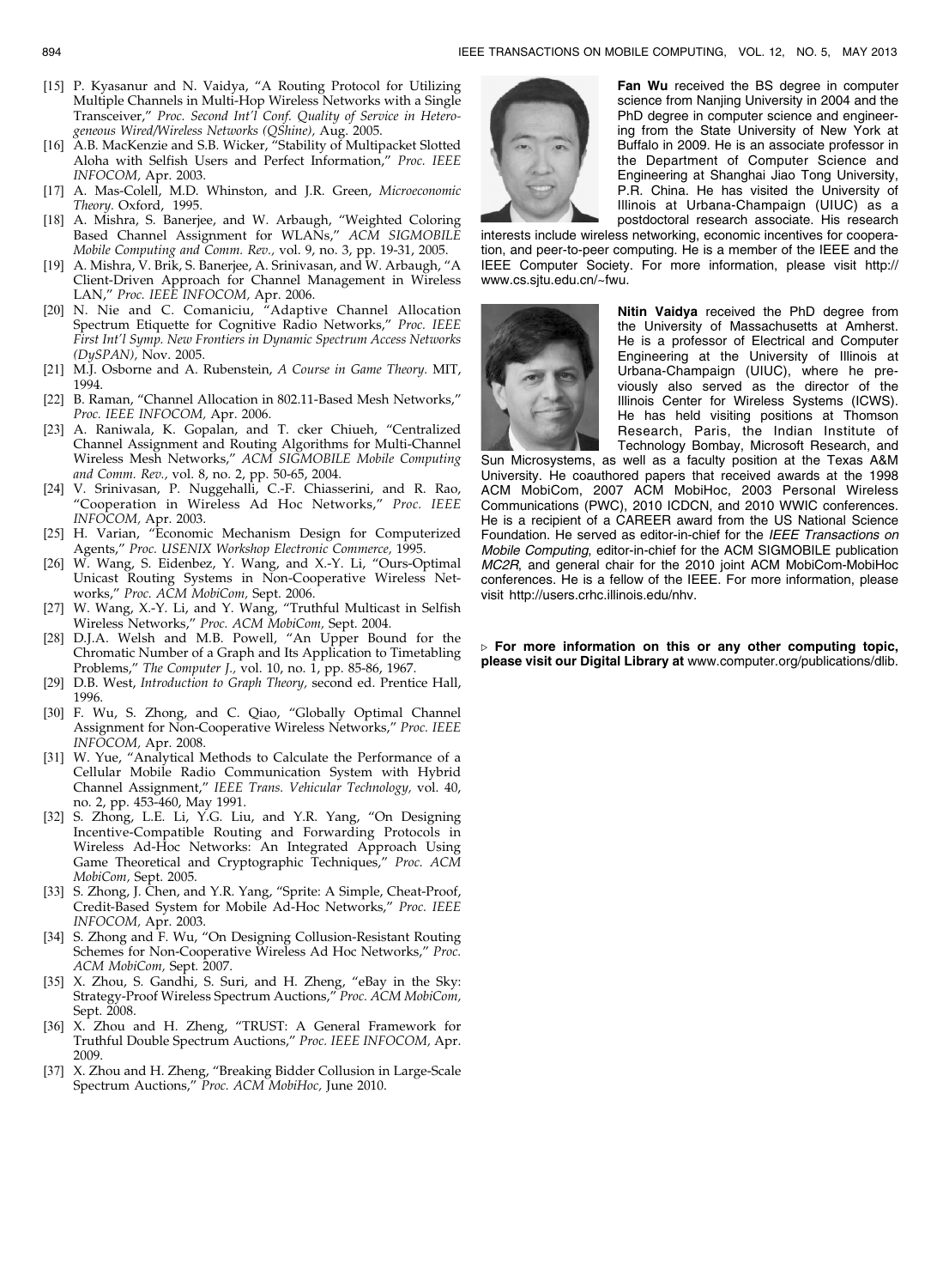[15] P. Kyasanur and N. Vaidya, "A Routing Protocol for Utilizing Multiple Channels in Multi-Hop Wireless Networks with a Single Transceiver," *Proc. Second Int'l Conf. Quality of Service in Heterogeneous Wired/Wireless Networks (QShine),* Aug. 2005.

[16] A.B. MacKenzie and S.B. Wicker, "Stability of Multipacket Slotted Aloha with Selfish Users and Perfect Information," *Proc. IEEE INFOCOM,* Apr. 2003.

[17] A. Mas-Colell, M.D. Whinston, and J.R. Green, *Microeconomic Theory.* Oxford, 1995.

[18] A. Mishra, S. Banerjee, and W. Arbaugh, "Weighted Coloring Based Channel Assignment for WLANs," *ACM SIGMOBILE Mobile Computing and Comm. Rev.,* vol. 9, no. 3, pp. 19-31, 2005.

[19] A. Mishra, V. Brik, S. Banerjee, A. Srinivasan, and W. Arbaugh, "A Client-Driven Approach for Channel Management in Wireless LAN," *Proc. IEEE INFOCOM,* Apr. 2006.

[20] N. Nie and C. Comaniciu, "Adaptive Channel Allocation Spectrum Etiquette for Cognitive Radio Networks," *Proc. IEEE First Int'l Symp. New Frontiers in Dynamic Spectrum Access Networks (DySPAN),* Nov. 2005.

[21] M.J. Osborne and A. Rubenstein, *A Course in Game Theory.* MIT, 1994.

[22] B. Raman, "Channel Allocation in 802.11-Based Mesh Networks," *Proc. IEEE INFOCOM,* Apr. 2006.

[23] A. Raniwala, K. Gopalan, and T. cker Chiueh, "Centralized Channel Assignment and Routing Algorithms for Multi-Channel Wireless Mesh Networks," *ACM SIGMOBILE Mobile Computing and Comm. Rev.,* vol. 8, no. 2, pp. 50-65, 2004.

[24] V. Srinivasan, P. Nuggehalli, C.-F. Chiasserini, and R. Rao, "Cooperation in Wireless Ad Hoc Networks," *Proc. IEEE INFOCOM,* Apr. 2003.

[25] H. Varian, "Economic Mechanism Design for Computerized Agents," *Proc. USENIX Workshop Electronic Commerce,* 1995.

[26] W. Wang, S. Eidenbez, Y. Wang, and X.-Y. Li, "Ours-Optimal Unicast Routing Systems in Non-Cooperative Wireless Networks," *Proc. ACM MobiCom,* Sept. 2006.

[27] W. Wang, X.-Y. Li, and Y. Wang, "Truthful Multicast in Selfish Wireless Networks," *Proc. ACM MobiCom,* Sept. 2004.

[28] D.J.A. Welsh and M.B. Powell, "An Upper Bound for the Chromatic Number of a Graph and Its Application to Timetabling Problems," *The Computer J.,* vol. 10, no. 1, pp. 85-86, 1967.

[29] D.B. West, *Introduction to Graph Theory,* second ed. Prentice Hall, 1996.

[30] F. Wu, S. Zhong, and C. Qiao, "Globally Optimal Channel Assignment for Non-Cooperative Wireless Networks," *Proc. IEEE INFOCOM,* Apr. 2008.

[31] W. Yue, "Analytical Methods to Calculate the Performance of a Cellular Mobile Radio Communication System with Hybrid Channel Assignment," *IEEE Trans. Vehicular Technology,* vol. 40, no. 2, pp. 453-460, May 1991.

[32] S. Zhong, L.E. Li, Y.G. Liu, and Y.R. Yang, "On Designing Incentive-Compatible Routing and Forwarding Protocols in Wireless Ad-Hoc Networks: An Integrated Approach Using Game Theoretical and Cryptographic Techniques," *Proc. ACM MobiCom,* Sept. 2005.

[33] S. Zhong, J. Chen, and Y.R. Yang, "Sprite: A Simple, Cheat-Proof, Credit-Based System for Mobile Ad-Hoc Networks," *Proc. IEEE INFOCOM,* Apr. 2003.

[34] S. Zhong and F. Wu, "On Designing Collusion-Resistant Routing Schemes for Non-Cooperative Wireless Ad Hoc Networks," *Proc. ACM MobiCom,* Sept. 2007.

[35] X. Zhou, S. Gandhi, S. Suri, and H. Zheng, "eBay in the Sky: Strategy-Proof Wireless Spectrum Auctions," *Proc. ACM MobiCom,* Sept. 2008.

[36] X. Zhou and H. Zheng, "TRUST: A General Framework for Truthful Double Spectrum Auctions," *Proc. IEEE INFOCOM,* Apr. 2009.

[37] X. Zhou and H. Zheng, "Breaking Bidder Collusion in Large-Scale Spectrum Auctions," *Proc. ACM MobiHoc,* June 2010.

**Fan Wu** received the BS degree in computer science from Nanjing University in 2004 and the PhD degree in computer science and engineering from the State University of New York at Buffalo in 2009. He is an associate professor in the Department of Computer Science and Engineering at Shanghai Jiao Tong University, P.R. China. He has visited the University of Illinois at Urbana-Champaign (UIUC) as a postdoctoral research associate. His research interests include wireless networking, economic incentives for cooperation, and peer-to-peer computing. He is a member of the IEEE and the IEEE Computer Society. For more information, please visit http://www.cs.sjtu.edu.cn/~fwu.

**Nitin Vaidya** received the PhD degree from the University of Massachusetts at Amherst. He is a professor of Electrical and Computer Engineering at the University of Illinois at Urbana-Champaign (UIUC), where he previously also served as the director of the Illinois Center for Wireless Systems (ICWS). He has held visiting positions at Thomson Research, Paris, the Indian Institute of Technology Bombay, Microsoft Research, and Sun Microsystems, as well as a faculty position at the Texas A&M University. He coauthored papers that received awards at the 1998 ACM MobiCom, 2007 ACM MobiHoc, 2003 Personal Wireless Communications (PWC), 2010 ICDCN, and 2010 WWIC conferences. He is a recipient of a CAREER award from the US National Science Foundation. He served as editor-in-chief for the *IEEE Transactions on Mobile Computing*, editor-in-chief for the ACM SIGMOBILE publication *MC2R*, and general chair for the 2010 joint ACM MobiCom-MobiHoc conferences. He is a fellow of the IEEE. For more information, please visit http://users.crhc.illinois.edu/nhv.

▷ **For more information on this or any other computing topic, please visit our Digital Library at** www.computer.org/publications/dlib.